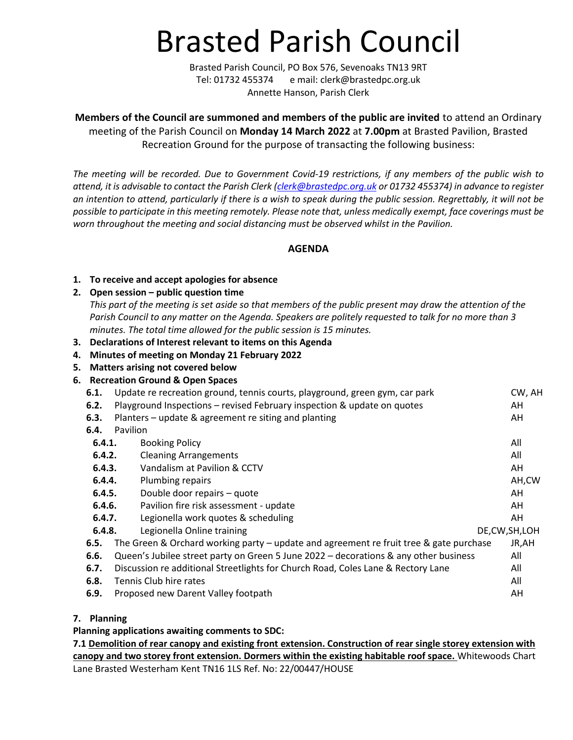# Brasted Parish Council

Brasted Parish Council, PO Box 576, Sevenoaks TN13 9RT
Tel: 01732 455374 e mail: clerk@brastedpc.org.uk
Annette Hanson, Parish Clerk

**Members of the Council are summoned and members of the public are invited** to attend an Ordinary meeting of the Parish Council on **Monday 14 March 2022** at **7.00pm** at Brasted Pavilion, Brasted Recreation Ground for the purpose of transacting the following business:

*The meeting will be recorded. Due to Government Covid-19 restrictions, if any members of the public wish to attend, it is advisable to contact the Parish Clerk (clerk@brastedpc.org.uk or 01732 455374) in advance to register an intention to attend, particularly if there is a wish to speak during the public session. Regrettably, it will not be possible to participate in this meeting remotely. Please note that, unless medically exempt, face coverings must be worn throughout the meeting and social distancing must be observed whilst in the Pavilion.*

## AGENDA

1. **To receive and accept apologies for absence**
2. **Open session – public question time**
   *This part of the meeting is set aside so that members of the public present may draw the attention of the Parish Council to any matter on the Agenda. Speakers are politely requested to talk for no more than 3 minutes. The total time allowed for the public session is 15 minutes.*
3. **Declarations of Interest relevant to items on this Agenda**
4. **Minutes of meeting on Monday 21 February 2022**
5. **Matters arising not covered below**
6. **Recreation Ground & Open Spaces**

| | | |
|---|---|---|
| **6.1.** | Update re recreation ground, tennis courts, playground, green gym, car park | CW, AH |
| **6.2.** | Playground Inspections – revised February inspection & update on quotes | AH |
| **6.3.** | Planters – update & agreement re siting and planting | AH |
| **6.4.** | Pavilion | |
| **6.4.1.** | Booking Policy | All |
| **6.4.2.** | Cleaning Arrangements | All |
| **6.4.3.** | Vandalism at Pavilion & CCTV | AH |
| **6.4.4.** | Plumbing repairs | AH,CW |
| **6.4.5.** | Double door repairs – quote | AH |
| **6.4.6.** | Pavilion fire risk assessment - update | AH |
| **6.4.7.** | Legionella work quotes & scheduling | AH |
| **6.4.8.** | Legionella Online training | DE,CW,SH,LOH |
| **6.5.** | The Green & Orchard working party – update and agreement re fruit tree & gate purchase | JR,AH |
| **6.6.** | Queen's Jubilee street party on Green 5 June 2022 – decorations & any other business | All |
| **6.7.** | Discussion re additional Streetlights for Church Road, Coles Lane & Rectory Lane | All |
| **6.8.** | Tennis Club hire rates | All |
| **6.9.** | Proposed new Darent Valley footpath | AH |

7. **Planning**

**Planning applications awaiting comments to SDC:**

**7.1** **Demolition of rear canopy and existing front extension. Construction of rear single storey extension with canopy and two storey front extension. Dormers within the existing habitable roof space.** Whitewoods Chart Lane Brasted Westerham Kent TN16 1LS Ref. No: 22/00447/HOUSE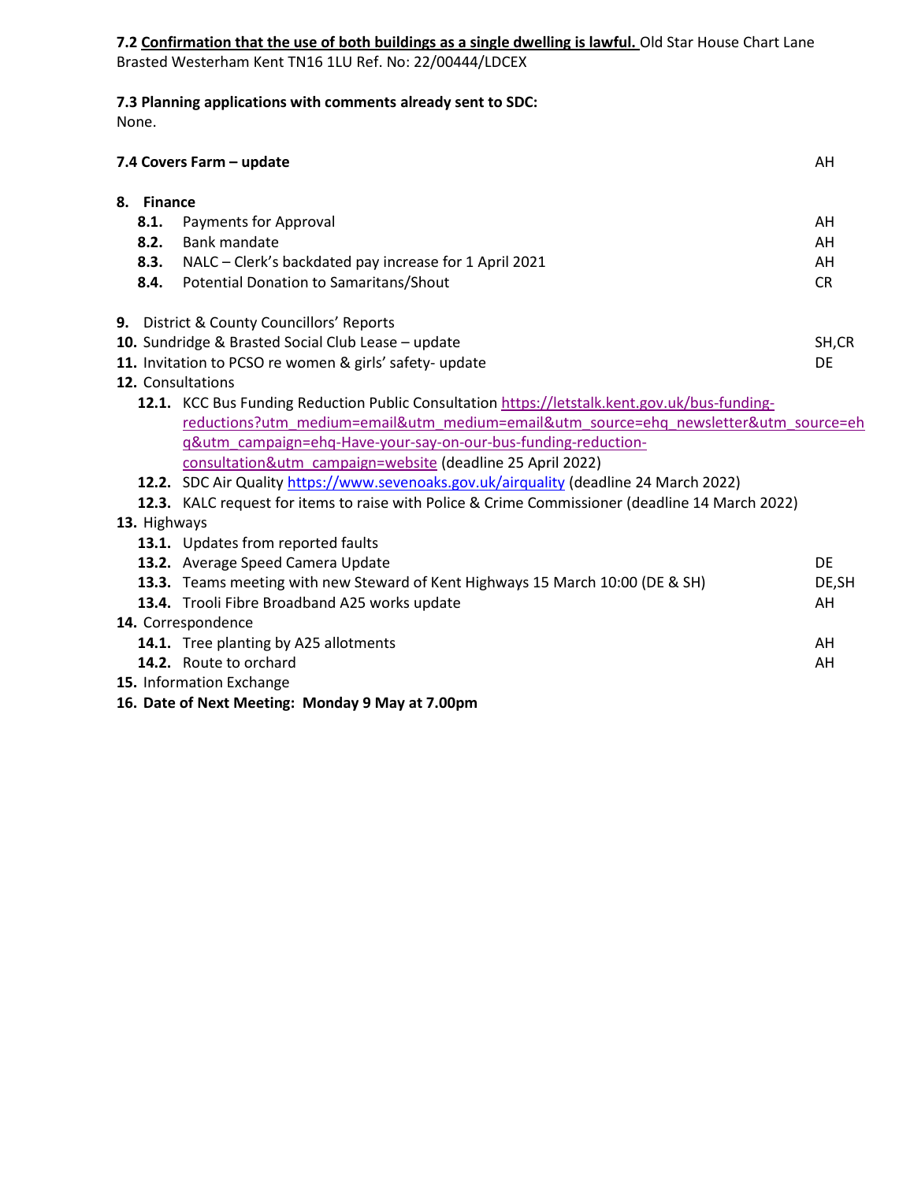**7.2 Confirmation that the use of both buildings as a single dwelling is lawful.** Old Star House Chart Lane Brasted Westerham Kent TN16 1LU Ref. No: 22/00444/LDCEX

**7.3 Planning applications with comments already sent to SDC:**
None.

**7.4 Covers Farm – update** AH

**8. Finance**

- **8.1.** Payments for Approval AH
- **8.2.** Bank mandate AH
- **8.3.** NALC – Clerk's backdated pay increase for 1 April 2021 AH
- **8.4.** Potential Donation to Samaritans/Shout CR

**9.** District & County Councillors' Reports

**10.** Sundridge & Brasted Social Club Lease – update SH,CR

**11.** Invitation to PCSO re women & girls' safety- update DE

**12.** Consultations

- **12.1.** KCC Bus Funding Reduction Public Consultation https://letstalk.kent.gov.uk/bus-funding-reductions?utm_medium=email&utm_medium=email&utm_source=ehq_newsletter&utm_source=ehq&utm_campaign=ehq-Have-your-say-on-our-bus-funding-reduction-consultation&utm_campaign=website (deadline 25 April 2022)
- **12.2.** SDC Air Quality https://www.sevenoaks.gov.uk/airquality (deadline 24 March 2022)
- **12.3.** KALC request for items to raise with Police & Crime Commissioner (deadline 14 March 2022)

**13.** Highways

- **13.1.** Updates from reported faults
- **13.2.** Average Speed Camera Update DE
- **13.3.** Teams meeting with new Steward of Kent Highways 15 March 10:00 (DE & SH) DE,SH
- **13.4.** Trooli Fibre Broadband A25 works update AH

**14.** Correspondence

- **14.1.** Tree planting by A25 allotments AH
- **14.2.** Route to orchard AH

**15.** Information Exchange

**16. Date of Next Meeting: Monday 9 May at 7.00pm**